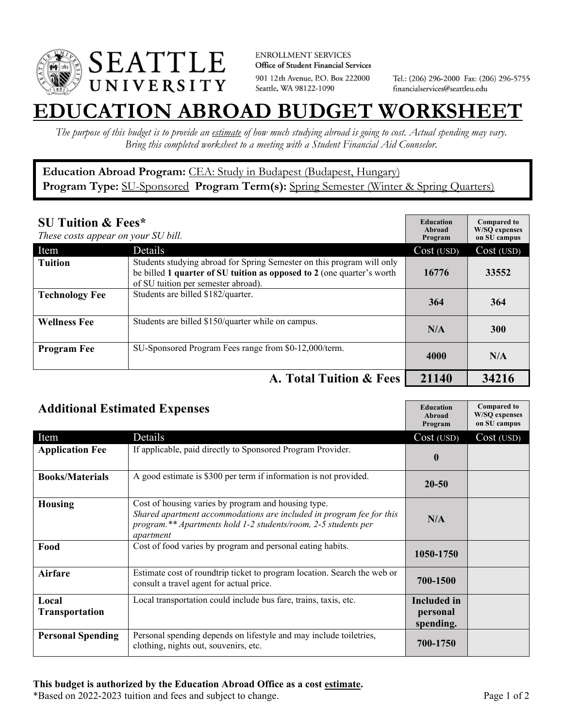**ENROLLMENT SERVICES**
**Office of Student Financial Services**
901 12th Avenue, P.O. Box 222000
Seattle, WA 98122-1090

Tel.: (206) 296-2000 Fax: (206) 296-5755
financialservices@seattleu.edu

# EDUCATION ABROAD BUDGET WORKSHEET

*The purpose of this budget is to provide an estimate of how much studying abroad is going to cost. Actual spending may vary. Bring this completed worksheet to a meeting with a Student Financial Aid Counselor.*

**Education Abroad Program:** CEA: Study in Budapest (Budapest, Hungary)
**Program Type:** SU-Sponsored **Program Term(s):** Spring Semester (Winter & Spring Quarters)

## SU Tuition & Fees*

*These costs appear on your SU bill.*

| Item | Details | Education Abroad Program Cost (USD) | Compared to W/SQ expenses on SU campus Cost (USD) |
|---|---|---|---|
| **Tuition** | Students studying abroad for Spring Semester on this program will only be billed **1 quarter of SU tuition as opposed to 2** (one quarter's worth of SU tuition per semester abroad). | **16776** | **33552** |
| **Technology Fee** | Students are billed $182/quarter. | **364** | **364** |
| **Wellness Fee** | Students are billed $150/quarter while on campus. | **N/A** | **300** |
| **Program Fee** | SU-Sponsored Program Fees range from $0-12,000/term. | **4000** | **N/A** |
| | **A. Total Tuition & Fees** | **21140** | **34216** |

## Additional Estimated Expenses

| Item | Details | Education Abroad Program Cost (USD) | Compared to W/SQ expenses on SU campus Cost (USD) |
|---|---|---|---|
| **Application Fee** | If applicable, paid directly to Sponsored Program Provider. | **0** | |
| **Books/Materials** | A good estimate is $300 per term if information is not provided. | **20-50** | |
| **Housing** | Cost of housing varies by program and housing type. *Shared apartment accommodations are included in program fee for this program.** Apartments hold 1-2 students/room, 2-5 students per apartment* | **N/A** | |
| **Food** | Cost of food varies by program and personal eating habits. | **1050-1750** | |
| **Airfare** | Estimate cost of roundtrip ticket to program location. Search the web or consult a travel agent for actual price. | **700-1500** | |
| **Local Transportation** | Local transportation could include bus fare, trains, taxis, etc. | **Included in personal spending.** | |
| **Personal Spending** | Personal spending depends on lifestyle and may include toiletries, clothing, nights out, souvenirs, etc. | **700-1750** | |

**This budget is authorized by the Education Abroad Office as a cost estimate.**
*Based on 2022-2023 tuition and fees and subject to change.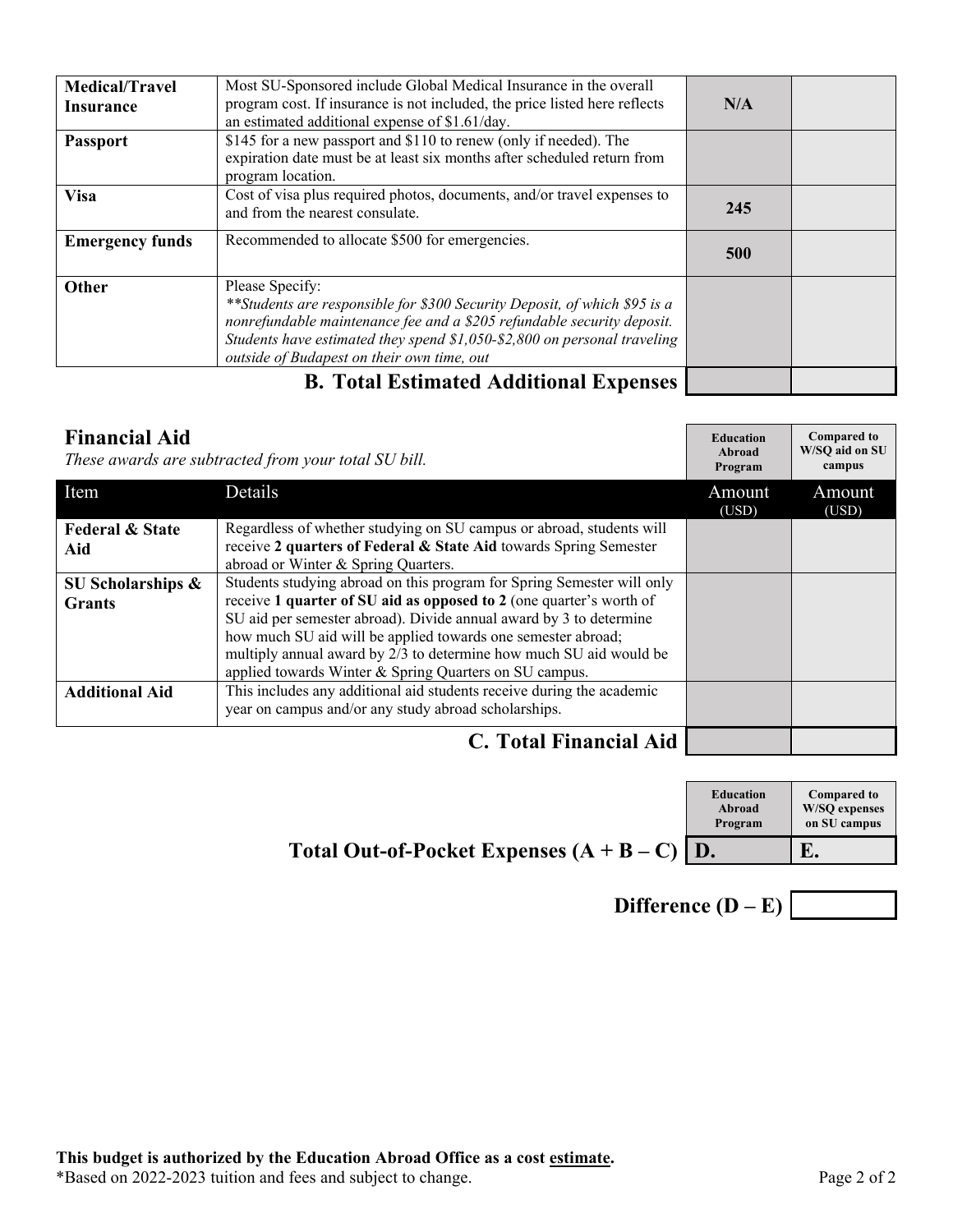| | | | |
|---|---|---|---|
| **Medical/Travel Insurance** | Most SU-Sponsored include Global Medical Insurance in the overall program cost. If insurance is not included, the price listed here reflects an estimated additional expense of $1.61/day. | **N/A** | |
| **Passport** | $145 for a new passport and $110 to renew (only if needed). The expiration date must be at least six months after scheduled return from program location. | | |
| **Visa** | Cost of visa plus required photos, documents, and/or travel expenses to and from the nearest consulate. | **245** | |
| **Emergency funds** | Recommended to allocate $500 for emergencies. | **500** | |
| **Other** | Please Specify: *\*\*Students are responsible for $300 Security Deposit, of which $95 is a nonrefundable maintenance fee and a $205 refundable security deposit. Students have estimated they spend $1,050-$2,800 on personal traveling outside of Budapest on their own time, out* | | |
| | **B. Total Estimated Additional Expenses** | | |

## Financial Aid

*These awards are subtracted from your total SU bill.*

| | | Education Abroad Program | Compared to W/SQ aid on SU campus |
|---|---|---|---|
| Item | Details | Amount (USD) | Amount (USD) |
| **Federal & State Aid** | Regardless of whether studying on SU campus or abroad, students will receive **2 quarters of Federal & State Aid** towards Spring Semester abroad or Winter & Spring Quarters. | | |
| **SU Scholarships & Grants** | Students studying abroad on this program for Spring Semester will only receive **1 quarter of SU aid as opposed to 2** (one quarter's worth of SU aid per semester abroad). Divide annual award by 3 to determine how much SU aid will be applied towards one semester abroad; multiply annual award by 2/3 to determine how much SU aid would be applied towards Winter & Spring Quarters on SU campus. | | |
| **Additional Aid** | This includes any additional aid students receive during the academic year on campus and/or any study abroad scholarships. | | |
| | **C. Total Financial Aid** | | |

| | Education Abroad Program | Compared to W/SQ expenses on SU campus |
|---|---|---|
| **Total Out-of-Pocket Expenses (A + B – C)** | **D.** | **E.** |

| | |
|---|---|
| **Difference (D – E)** | |

**This budget is authorized by the Education Abroad Office as a cost estimate.**

\*Based on 2022-2023 tuition and fees and subject to change.